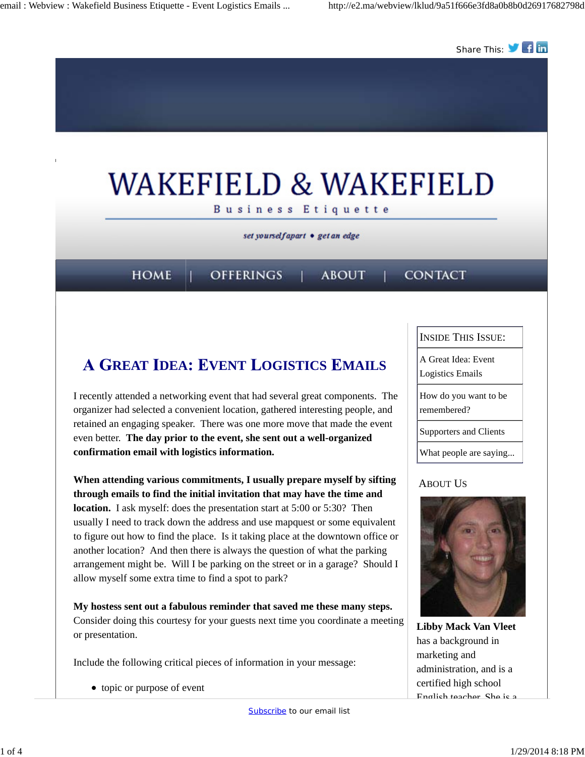Share This:

# WAKEFIELD & WAKEFIELD

Business Etiquette

*set yourself apart • get an edge*

HOME | OFFERINGS | ABOUT | CONTACT

## A Great Idea: Event Logistics Emails

I recently attended a networking event that had several great components. The organizer had selected a convenient location, gathered interesting people, and retained an engaging speaker. There was one more move that made the event even better. **The day prior to the event, she sent out a well-organized confirmation email with logistics information.**

**When attending various commitments, I usually prepare myself by sifting through emails to find the initial invitation that may have the time and location.** I ask myself: does the presentation start at 5:00 or 5:30? Then usually I need to track down the address and use mapquest or some equivalent to figure out how to find the place. Is it taking place at the downtown office or another location? And then there is always the question of what the parking arrangement might be. Will I be parking on the street or in a garage? Should I allow myself some extra time to find a spot to park?

**My hostess sent out a fabulous reminder that saved me these many steps.** Consider doing this courtesy for your guests next time you coordinate a meeting or presentation.

Include the following critical pieces of information in your message:

- topic or purpose of event

---

**Inside This Issue:**

- A Great Idea: Event Logistics Emails
- How do you want to be remembered?
- Supporters and Clients
- What people are saying...

**About Us**

**Libby Mack Van Vleet** has a background in marketing and administration, and is a certified high school English teacher. She is a

[Subscribe](#) to our email list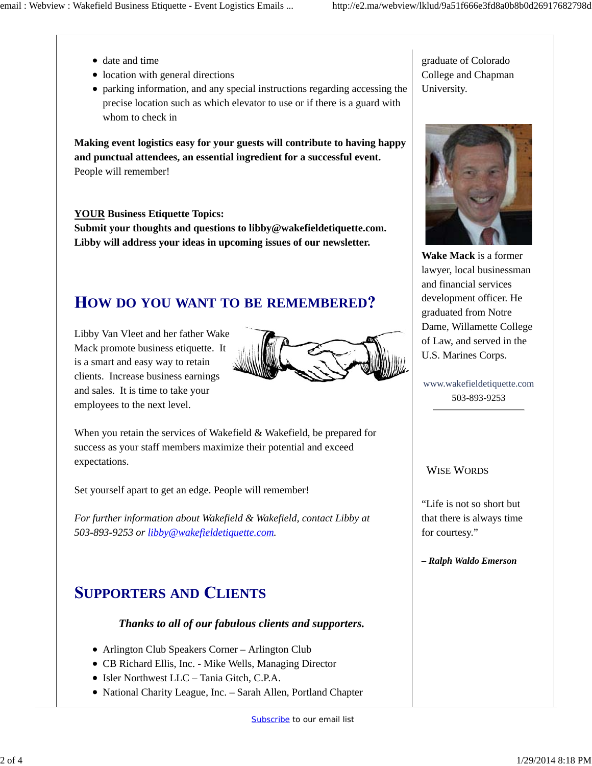- date and time
- location with general directions
- parking information, and any special instructions regarding accessing the precise location such as which elevator to use or if there is a guard with whom to check in

**Making event logistics easy for your guests will contribute to having happy and punctual attendees, an essential ingredient for a successful event.** People will remember!

**YOUR Business Etiquette Topics:**
**Submit your thoughts and questions to libby@wakefieldetiquette.com. Libby will address your ideas in upcoming issues of our newsletter.**

## HOW DO YOU WANT TO BE REMEMBERED?

Libby Van Vleet and her father Wake Mack promote business etiquette. It is a smart and easy way to retain clients. Increase business earnings and sales. It is time to take your employees to the next level.

When you retain the services of Wakefield & Wakefield, be prepared for success as your staff members maximize their potential and exceed expectations.

Set yourself apart to get an edge. People will remember!

*For further information about Wakefield & Wakefield, contact Libby at 503-893-9253 or [libby@wakefieldetiquette.com](mailto:libby@wakefieldetiquette.com).*

## SUPPORTERS AND CLIENTS

***Thanks to all of our fabulous clients and supporters.***

- Arlington Club Speakers Corner – Arlington Club
- CB Richard Ellis, Inc. - Mike Wells, Managing Director
- Isler Northwest LLC – Tania Gitch, C.P.A.
- National Charity League, Inc. – Sarah Allen, Portland Chapter

graduate of Colorado College and Chapman University.

**Wake Mack** is a former lawyer, local businessman and financial services development officer. He graduated from Notre Dame, Willamette College of Law, and served in the U.S. Marines Corps.

www.wakefieldetiquette.com
503-893-9253

### WISE WORDS

"Life is not so short but that there is always time for courtesy."

***– Ralph Waldo Emerson***

[Subscribe](#) to our email list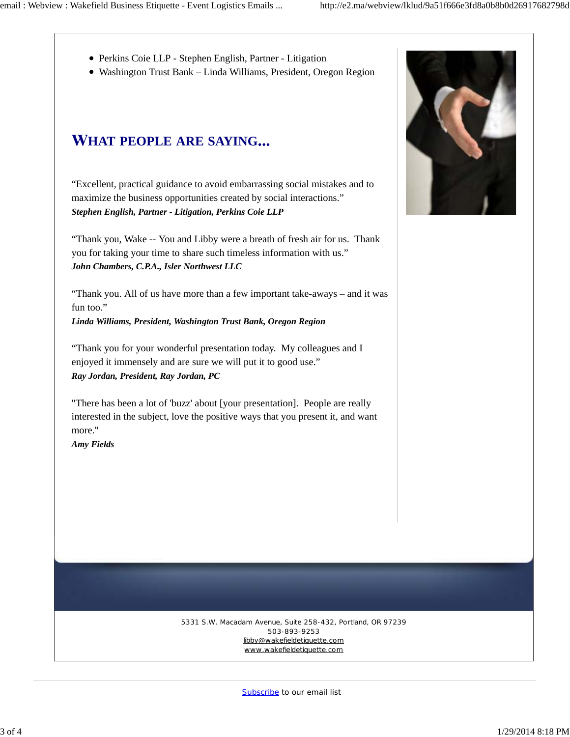- Perkins Coie LLP - Stephen English, Partner - Litigation
- Washington Trust Bank – Linda Williams, President, Oregon Region

## WHAT PEOPLE ARE SAYING...

"Excellent, practical guidance to avoid embarrassing social mistakes and to maximize the business opportunities created by social interactions."
***Stephen English, Partner - Litigation, Perkins Coie LLP***

"Thank you, Wake -- You and Libby were a breath of fresh air for us. Thank you for taking your time to share such timeless information with us."
***John Chambers, C.P.A., Isler Northwest LLC***

"Thank you. All of us have more than a few important take-aways – and it was fun too."
***Linda Williams, President, Washington Trust Bank, Oregon Region***

"Thank you for your wonderful presentation today. My colleagues and I enjoyed it immensely and are sure we will put it to good use."
***Ray Jordan, President, Ray Jordan, PC***

"There has been a lot of 'buzz' about [your presentation]. People are really interested in the subject, love the positive ways that you present it, and want more."
***Amy Fields***

5331 S.W. Macadam Avenue, Suite 258-432, Portland, OR 97239
503-893-9253
libby@wakefieldetiquette.com
www.wakefieldetiquette.com

Subscribe to our email list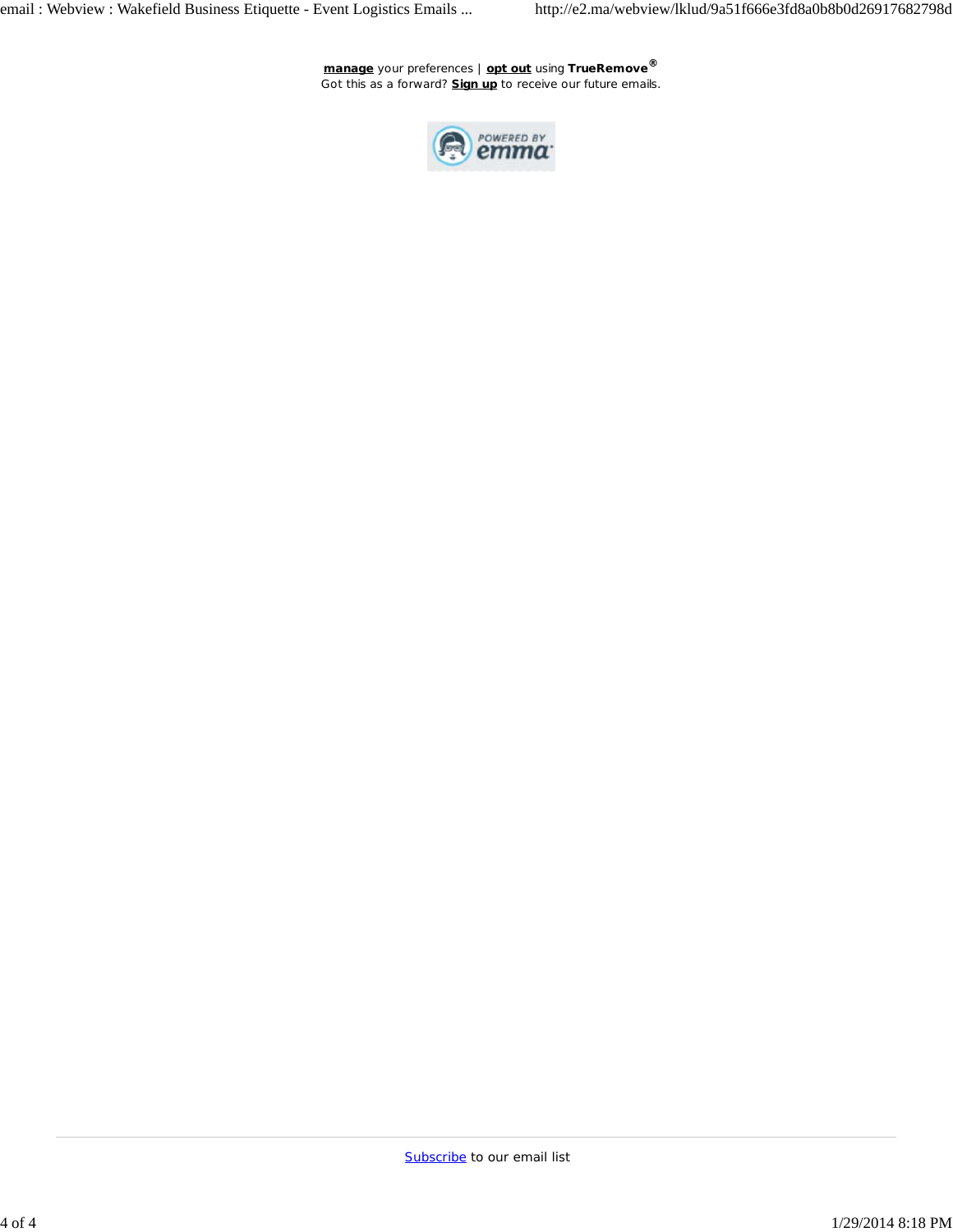**manage** your preferences | **opt out** using **TrueRemove®**
Got this as a forward? **Sign up** to receive our future emails.

POWERED BY emma

Subscribe to our email list